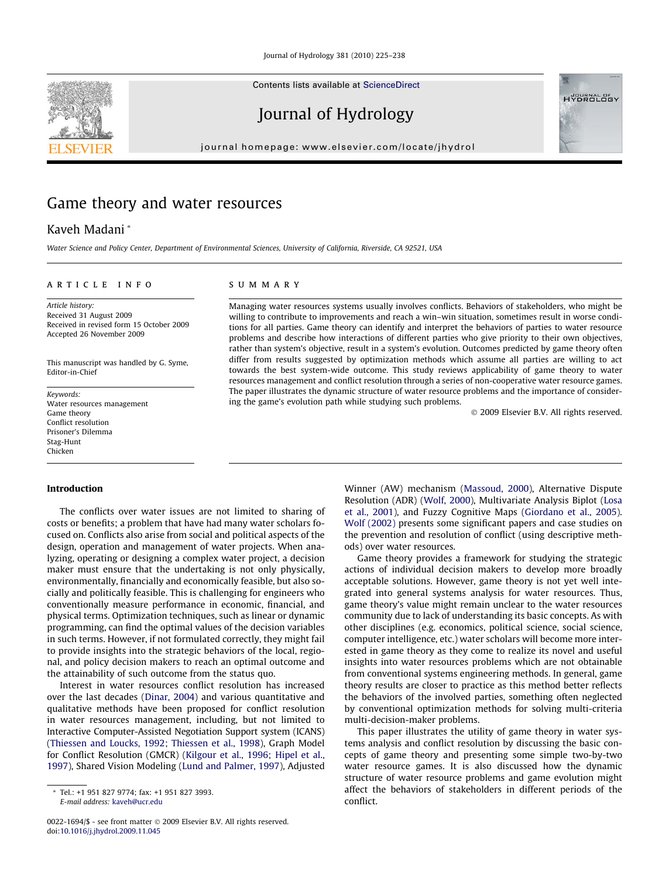# Game theory and water resources

Kaveh Madani *

*Water Science and Policy Center, Department of Environmental Sciences, University of California, Riverside, CA 92521, USA*

**ARTICLE INFO**

*Article history:*
Received 31 August 2009
Received in revised form 15 October 2009
Accepted 26 November 2009

This manuscript was handled by G. Syme, Editor-in-Chief

*Keywords:*
Water resources management
Game theory
Conflict resolution
Prisoner's Dilemma
Stag-Hunt
Chicken

**SUMMARY**

Managing water resources systems usually involves conflicts. Behaviors of stakeholders, who might be willing to contribute to improvements and reach a win–win situation, sometimes result in worse conditions for all parties. Game theory can identify and interpret the behaviors of parties to water resource problems and describe how interactions of different parties who give priority to their own objectives, rather than system's objective, result in a system's evolution. Outcomes predicted by game theory often differ from results suggested by optimization methods which assume all parties are willing to act towards the best system-wide outcome. This study reviews applicability of game theory to water resources management and conflict resolution through a series of non-cooperative water resource games. The paper illustrates the dynamic structure of water resource problems and the importance of considering the game's evolution path while studying such problems.

© 2009 Elsevier B.V. All rights reserved.

## Introduction

The conflicts over water issues are not limited to sharing of costs or benefits; a problem that have had many water scholars focused on. Conflicts also arise from social and political aspects of the design, operation and management of water projects. When analyzing, operating or designing a complex water project, a decision maker must ensure that the undertaking is not only physically, environmentally, financially and economically feasible, but also socially and politically feasible. This is challenging for engineers who conventionally measure performance in economic, financial, and physical terms. Optimization techniques, such as linear or dynamic programming, can find the optimal values of the decision variables in such terms. However, if not formulated correctly, they might fail to provide insights into the strategic behaviors of the local, regional, and policy decision makers to reach an optimal outcome and the attainability of such outcome from the status quo.

Interest in water resources conflict resolution has increased over the last decades (Dinar, 2004) and various quantitative and qualitative methods have been proposed for conflict resolution in water resources management, including, but not limited to Interactive Computer-Assisted Negotiation Support system (ICANS) (Thiessen and Loucks, 1992; Thiessen et al., 1998), Graph Model for Conflict Resolution (GMCR) (Kilgour et al., 1996; Hipel et al., 1997), Shared Vision Modeling (Lund and Palmer, 1997), Adjusted Winner (AW) mechanism (Massoud, 2000), Alternative Dispute Resolution (ADR) (Wolf, 2000), Multivariate Analysis Biplot (Losa et al., 2001), and Fuzzy Cognitive Maps (Giordano et al., 2005). Wolf (2002) presents some significant papers and case studies on the prevention and resolution of conflict (using descriptive methods) over water resources.

Game theory provides a framework for studying the strategic actions of individual decision makers to develop more broadly acceptable solutions. However, game theory is not yet well integrated into general systems analysis for water resources. Thus, game theory's value might remain unclear to the water resources community due to lack of understanding its basic concepts. As with other disciplines (e.g. economics, political science, social science, computer intelligence, etc.) water scholars will become more interested in game theory as they come to realize its novel and useful insights into water resources problems which are not obtainable from conventional systems engineering methods. In general, game theory results are closer to practice as this method better reflects the behaviors of the involved parties, something often neglected by conventional optimization methods for solving multi-criteria multi-decision-maker problems.

This paper illustrates the utility of game theory in water systems analysis and conflict resolution by discussing the basic concepts of game theory and presenting some simple two-by-two water resource games. It is also discussed how the dynamic structure of water resource problems and game evolution might affect the behaviors of stakeholders in different periods of the conflict.

* Tel.: +1 951 827 9774; fax: +1 951 827 3993.
*E-mail address:* kaveh@ucr.edu

0022-1694/$ - see front matter © 2009 Elsevier B.V. All rights reserved.
doi:10.1016/j.jhydrol.2009.11.045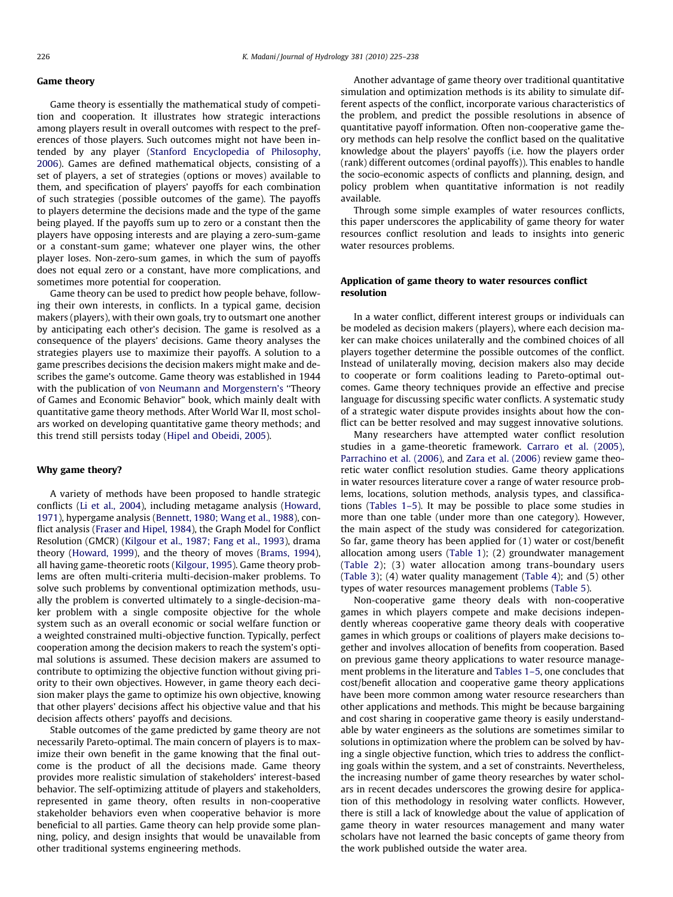## Game theory

Game theory is essentially the mathematical study of competition and cooperation. It illustrates how strategic interactions among players result in overall outcomes with respect to the preferences of those players. Such outcomes might not have been intended by any player (Stanford Encyclopedia of Philosophy, 2006). Games are defined mathematical objects, consisting of a set of players, a set of strategies (options or moves) available to them, and specification of players' payoffs for each combination of such strategies (possible outcomes of the game). The payoffs to players determine the decisions made and the type of the game being played. If the payoffs sum up to zero or a constant then the players have opposing interests and are playing a zero-sum-game or a constant-sum game; whatever one player wins, the other player loses. Non-zero-sum games, in which the sum of payoffs does not equal zero or a constant, have more complications, and sometimes more potential for cooperation.

Game theory can be used to predict how people behave, following their own interests, in conflicts. In a typical game, decision makers (players), with their own goals, try to outsmart one another by anticipating each other's decision. The game is resolved as a consequence of the players' decisions. Game theory analyses the strategies players use to maximize their payoffs. A solution to a game prescribes decisions the decision makers might make and describes the game's outcome. Game theory was established in 1944 with the publication of von Neumann and Morgenstern's "Theory of Games and Economic Behavior" book, which mainly dealt with quantitative game theory methods. After World War II, most scholars worked on developing quantitative game theory methods; and this trend still persists today (Hipel and Obeidi, 2005).

## Why game theory?

A variety of methods have been proposed to handle strategic conflicts (Li et al., 2004), including metagame analysis (Howard, 1971), hypergame analysis (Bennett, 1980; Wang et al., 1988), conflict analysis (Fraser and Hipel, 1984), the Graph Model for Conflict Resolution (GMCR) (Kilgour et al., 1987; Fang et al., 1993), drama theory (Howard, 1999), and the theory of moves (Brams, 1994), all having game-theoretic roots (Kilgour, 1995). Game theory problems are often multi-criteria multi-decision-maker problems. To solve such problems by conventional optimization methods, usually the problem is converted ultimately to a single-decision-maker problem with a single composite objective for the whole system such as an overall economic or social welfare function or a weighted constrained multi-objective function. Typically, perfect cooperation among the decision makers to reach the system's optimal solutions is assumed. These decision makers are assumed to contribute to optimizing the objective function without giving priority to their own objectives. However, in game theory each decision maker plays the game to optimize his own objective, knowing that other players' decisions affect his objective value and that his decision affects others' payoffs and decisions.

Stable outcomes of the game predicted by game theory are not necessarily Pareto-optimal. The main concern of players is to maximize their own benefit in the game knowing that the final outcome is the product of all the decisions made. Game theory provides more realistic simulation of stakeholders' interest-based behavior. The self-optimizing attitude of players and stakeholders, represented in game theory, often results in non-cooperative stakeholder behaviors even when cooperative behavior is more beneficial to all parties. Game theory can help provide some planning, policy, and design insights that would be unavailable from other traditional systems engineering methods.

Another advantage of game theory over traditional quantitative simulation and optimization methods is its ability to simulate different aspects of the conflict, incorporate various characteristics of the problem, and predict the possible resolutions in absence of quantitative payoff information. Often non-cooperative game theory methods can help resolve the conflict based on the qualitative knowledge about the players' payoffs (i.e. how the players order (rank) different outcomes (ordinal payoffs)). This enables to handle the socio-economic aspects of conflicts and planning, design, and policy problem when quantitative information is not readily available.

Through some simple examples of water resources conflicts, this paper underscores the applicability of game theory for water resources conflict resolution and leads to insights into generic water resources problems.

## Application of game theory to water resources conflict resolution

In a water conflict, different interest groups or individuals can be modeled as decision makers (players), where each decision maker can make choices unilaterally and the combined choices of all players together determine the possible outcomes of the conflict. Instead of unilaterally moving, decision makers also may decide to cooperate or form coalitions leading to Pareto-optimal outcomes. Game theory techniques provide an effective and precise language for discussing specific water conflicts. A systematic study of a strategic water dispute provides insights about how the conflict can be better resolved and may suggest innovative solutions.

Many researchers have attempted water conflict resolution studies in a game-theoretic framework. Carraro et al. (2005), Parrachino et al. (2006), and Zara et al. (2006) review game theoretic water conflict resolution studies. Game theory applications in water resources literature cover a range of water resource problems, locations, solution methods, analysis types, and classifications (Tables 1–5). It may be possible to place some studies in more than one table (under more than one category). However, the main aspect of the study was considered for categorization. So far, game theory has been applied for (1) water or cost/benefit allocation among users (Table 1); (2) groundwater management (Table 2); (3) water allocation among trans-boundary users (Table 3); (4) water quality management (Table 4); and (5) other types of water resources management problems (Table 5).

Non-cooperative game theory deals with non-cooperative games in which players compete and make decisions independently whereas cooperative game theory deals with cooperative games in which groups or coalitions of players make decisions together and involves allocation of benefits from cooperation. Based on previous game theory applications to water resource management problems in the literature and Tables 1–5, one concludes that cost/benefit allocation and cooperative game theory applications have been more common among water resource researchers than other applications and methods. This might be because bargaining and cost sharing in cooperative game theory is easily understandable by water engineers as the solutions are sometimes similar to solutions in optimization where the problem can be solved by having a single objective function, which tries to address the conflicting goals within the system, and a set of constraints. Nevertheless, the increasing number of game theory researches by water scholars in recent decades underscores the growing desire for application of this methodology in resolving water conflicts. However, there is still a lack of knowledge about the value of application of game theory in water resources management and many water scholars have not learned the basic concepts of game theory from the work published outside the water area.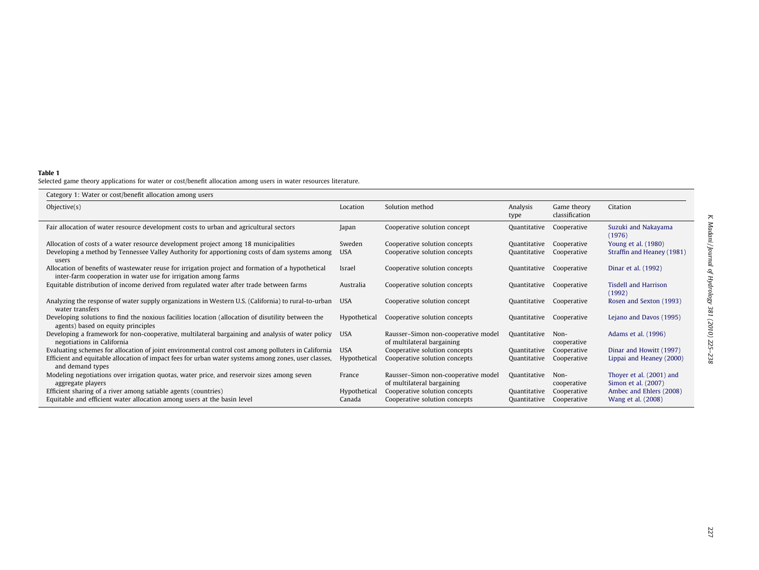**Table 1**
Selected game theory applications for water or cost/benefit allocation among users in water resources literature.

| Category 1: Water or cost/benefit allocation among users | | | | | |
|---|---|---|---|---|---|
| Objective(s) | Location | Solution method | Analysis type | Game theory classification | Citation |
| Fair allocation of water resource development costs to urban and agricultural sectors | Japan | Cooperative solution concept | Quantitative | Cooperative | Suzuki and Nakayama (1976) |
| Allocation of costs of a water resource development project among 18 municipalities | Sweden | Cooperative solution concepts | Quantitative | Cooperative | Young et al. (1980) |
| Developing a method by Tennessee Valley Authority for apportioning costs of dam systems among users | USA | Cooperative solution concepts | Quantitative | Cooperative | Straffin and Heaney (1981) |
| Allocation of benefits of wastewater reuse for irrigation project and formation of a hypothetical inter-farm cooperation in water use for irrigation among farms | Israel | Cooperative solution concepts | Quantitative | Cooperative | Dinar et al. (1992) |
| Equitable distribution of income derived from regulated water after trade between farms | Australia | Cooperative solution concepts | Quantitative | Cooperative | Tisdell and Harrison (1992) |
| Analyzing the response of water supply organizations in Western U.S. (California) to rural-to-urban water transfers | USA | Cooperative solution concept | Quantitative | Cooperative | Rosen and Sexton (1993) |
| Developing solutions to find the noxious facilities location (allocation of disutility between the agents) based on equity principles | Hypothetical | Cooperative solution concepts | Quantitative | Cooperative | Lejano and Davos (1995) |
| Developing a framework for non-cooperative, multilateral bargaining and analysis of water policy negotiations in California | USA | Rausser–Simon non-cooperative model of multilateral bargaining | Quantitative | Non-cooperative | Adams et al. (1996) |
| Evaluating schemes for allocation of joint environmental control cost among polluters in California | USA | Cooperative solution concepts | Quantitative | Cooperative | Dinar and Howitt (1997) |
| Efficient and equitable allocation of impact fees for urban water systems among zones, user classes, and demand types | Hypothetical | Cooperative solution concepts | Quantitative | Cooperative | Lippai and Heaney (2000) |
| Modeling negotiations over irrigation quotas, water price, and reservoir sizes among seven aggregate players | France | Rausser–Simon non-cooperative model of multilateral bargaining | Quantitative | Non-cooperative | Thoyer et al. (2001) and Simon et al. (2007) |
| Efficient sharing of a river among satiable agents (countries) | Hypothetical | Cooperative solution concepts | Quantitative | Cooperative | Ambec and Ehlers (2008) |
| Equitable and efficient water allocation among users at the basin level | Canada | Cooperative solution concepts | Quantitative | Cooperative | Wang et al. (2008) |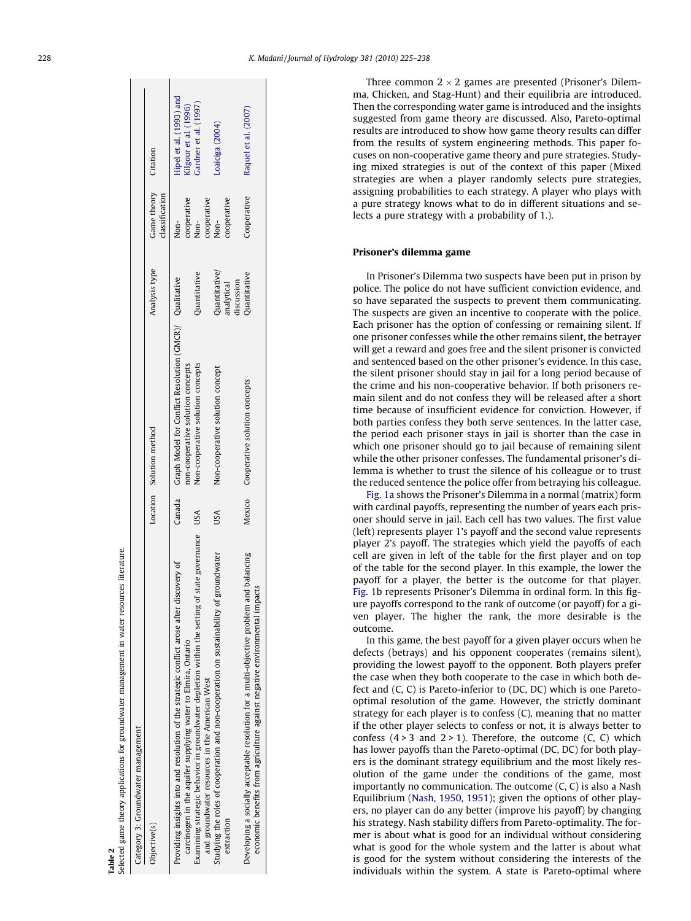**Table 2**
Selected game theory applications for groundwater management in water resources literature.

| Category 3: Groundwater management | | | | | |
|---|---|---|---|---|---|
| Objective(s) | Location | Solution method | Analysis type | Game theory classification | Citation |
| Providing insights into and resolution of the strategic conflict arose after discovery of carcinogen in the aquifer supplying water to Elmira, Ontario | Canada | Graph Model for Conflict Resolution (GMCR)/ non-cooperative solution concepts | Qualitative | Non-cooperative | Hipel et al. (1993) and Kilgour et al. (1996) |
| Examining strategic behavior in groundwater depletion within the setting of state governance and groundwater resources in the American West | USA | Non-cooperative solution concepts | Quantitative | Non-cooperative | Gardner et al. (1997) |
| Studying the roles of cooperation and non-cooperation on sustainability of groundwater extraction | USA | Non-cooperative solution concept | Quantitative/ analytical discussion | Non-cooperative | Loaiciga (2004) |
| Developing a socially acceptable resolution for a multi-objective problem and balancing economic benefits from agriculture against negative environmental impacts | Mexico | Cooperative solution concepts | Quantitative | Cooperative | Raquel et al. (2007) |

Three common $2 \times 2$ games are presented (Prisoner's Dilemma, Chicken, and Stag-Hunt) and their equilibria are introduced. Then the corresponding water game is introduced and the insights suggested from game theory are discussed. Also, Pareto-optimal results are introduced to show how game theory results can differ from the results of system engineering methods. This paper focuses on non-cooperative game theory and pure strategies. Studying mixed strategies is out of the context of this paper (Mixed strategies are when a player randomly selects pure strategies, assigning probabilities to each strategy. A player who plays with a pure strategy knows what to do in different situations and selects a pure strategy with a probability of 1.).

## Prisoner's dilemma game

In Prisoner's Dilemma two suspects have been put in prison by police. The police do not have sufficient conviction evidence, and so have separated the suspects to prevent them communicating. The suspects are given an incentive to cooperate with the police. Each prisoner has the option of confessing or remaining silent. If one prisoner confesses while the other remains silent, the betrayer will get a reward and goes free and the silent prisoner is convicted and sentenced based on the other prisoner's evidence. In this case, the silent prisoner should stay in jail for a long period because of the crime and his non-cooperative behavior. If both prisoners remain silent and do not confess they will be released after a short time because of insufficient evidence for conviction. However, if both parties confess they both serve sentences. In the latter case, the period each prisoner stays in jail is shorter than the case in which one prisoner should go to jail because of remaining silent while the other prisoner confesses. The fundamental prisoner's dilemma is whether to trust the silence of his colleague or to trust the reduced sentence the police offer from betraying his colleague.

Fig. 1a shows the Prisoner's Dilemma in a normal (matrix) form with cardinal payoffs, representing the number of years each prisoner should serve in jail. Each cell has two values. The first value (left) represents player 1's payoff and the second value represents player 2's payoff. The strategies which yield the payoffs of each cell are given in left of the table for the first player and on top of the table for the second player. In this example, the lower the payoff for a player, the better is the outcome for that player. Fig. 1b represents Prisoner's Dilemma in ordinal form. In this figure payoffs correspond to the rank of outcome (or payoff) for a given player. The higher the rank, the more desirable is the outcome.

In this game, the best payoff for a given player occurs when he defects (betrays) and his opponent cooperates (remains silent), providing the lowest payoff to the opponent. Both players prefer the case when they both cooperate to the case in which both defect and (C, C) is Pareto-inferior to (DC, DC) which is one Pareto-optimal resolution of the game. However, the strictly dominant strategy for each player is to confess (C), meaning that no matter if the other player selects to confess or not, it is always better to confess ($4 > 3$ and $2 > 1$). Therefore, the outcome (C, C) which has lower payoffs than the Pareto-optimal (DC, DC) for both players is the dominant strategy equilibrium and the most likely resolution of the game under the conditions of the game, most importantly no communication. The outcome (C, C) is also a Nash Equilibrium (Nash, 1950, 1951); given the options of other players, no player can do any better (improve his payoff) by changing his strategy. Nash stability differs from Pareto-optimality. The former is about what is good for an individual without considering what is good for the whole system and the latter is about what is good for the system without considering the interests of the individuals within the system. A state is Pareto-optimal where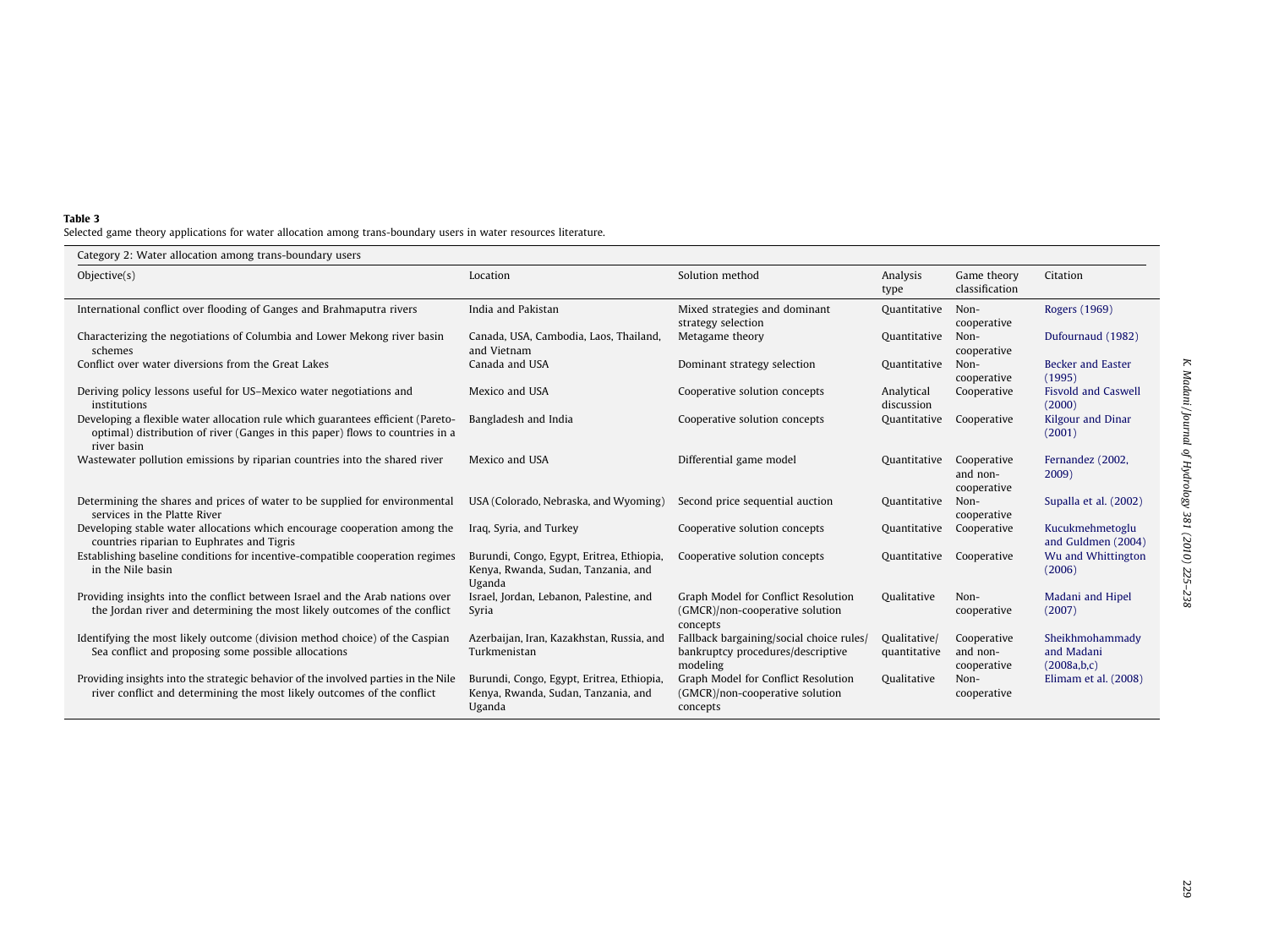**Table 3**
Selected game theory applications for water allocation among trans-boundary users in water resources literature.

| Category 2: Water allocation among trans-boundary users | | | | | |
|---|---|---|---|---|---|
| Objective(s) | Location | Solution method | Analysis type | Game theory classification | Citation |
| International conflict over flooding of Ganges and Brahmaputra rivers | India and Pakistan | Mixed strategies and dominant strategy selection | Quantitative | Non-cooperative | Rogers (1969) |
| Characterizing the negotiations of Columbia and Lower Mekong river basin schemes | Canada, USA, Cambodia, Laos, Thailand, and Vietnam | Metagame theory | Quantitative | Non-cooperative | Dufournaud (1982) |
| Conflict over water diversions from the Great Lakes | Canada and USA | Dominant strategy selection | Quantitative | Non-cooperative | Becker and Easter (1995) |
| Deriving policy lessons useful for US–Mexico water negotiations and institutions | Mexico and USA | Cooperative solution concepts | Analytical discussion | Cooperative | Fisvold and Caswell (2000) |
| Developing a flexible water allocation rule which guarantees efficient (Pareto-optimal) distribution of river (Ganges in this paper) flows to countries in a river basin | Bangladesh and India | Cooperative solution concepts | Quantitative | Cooperative | Kilgour and Dinar (2001) |
| Wastewater pollution emissions by riparian countries into the shared river | Mexico and USA | Differential game model | Quantitative | Cooperative and non-cooperative | Fernandez (2002, 2009) |
| Determining the shares and prices of water to be supplied for environmental services in the Platte River | USA (Colorado, Nebraska, and Wyoming) | Second price sequential auction | Quantitative | Non-cooperative | Supalla et al. (2002) |
| Developing stable water allocations which encourage cooperation among the countries riparian to Euphrates and Tigris | Iraq, Syria, and Turkey | Cooperative solution concepts | Quantitative | Cooperative | Kucukmehmetoglu and Guldmen (2004) |
| Establishing baseline conditions for incentive-compatible cooperation regimes in the Nile basin | Burundi, Congo, Egypt, Eritrea, Ethiopia, Kenya, Rwanda, Sudan, Tanzania, and Uganda | Cooperative solution concepts | Quantitative | Cooperative | Wu and Whittington (2006) |
| Providing insights into the conflict between Israel and the Arab nations over the Jordan river and determining the most likely outcomes of the conflict | Israel, Jordan, Lebanon, Palestine, and Syria | Graph Model for Conflict Resolution (GMCR)/non-cooperative solution concepts | Qualitative | Non-cooperative | Madani and Hipel (2007) |
| Identifying the most likely outcome (division method choice) of the Caspian Sea conflict and proposing some possible allocations | Azerbaijan, Iran, Kazakhstan, Russia, and Turkmenistan | Fallback bargaining/social choice rules/ bankruptcy procedures/descriptive modeling | Qualitative/ quantitative | Cooperative and non-cooperative | Sheikhmohammady and Madani (2008a,b,c) |
| Providing insights into the strategic behavior of the involved parties in the Nile river conflict and determining the most likely outcomes of the conflict | Burundi, Congo, Egypt, Eritrea, Ethiopia, Kenya, Rwanda, Sudan, Tanzania, and Uganda | Graph Model for Conflict Resolution (GMCR)/non-cooperative solution concepts | Qualitative | Non-cooperative | Elimam et al. (2008) |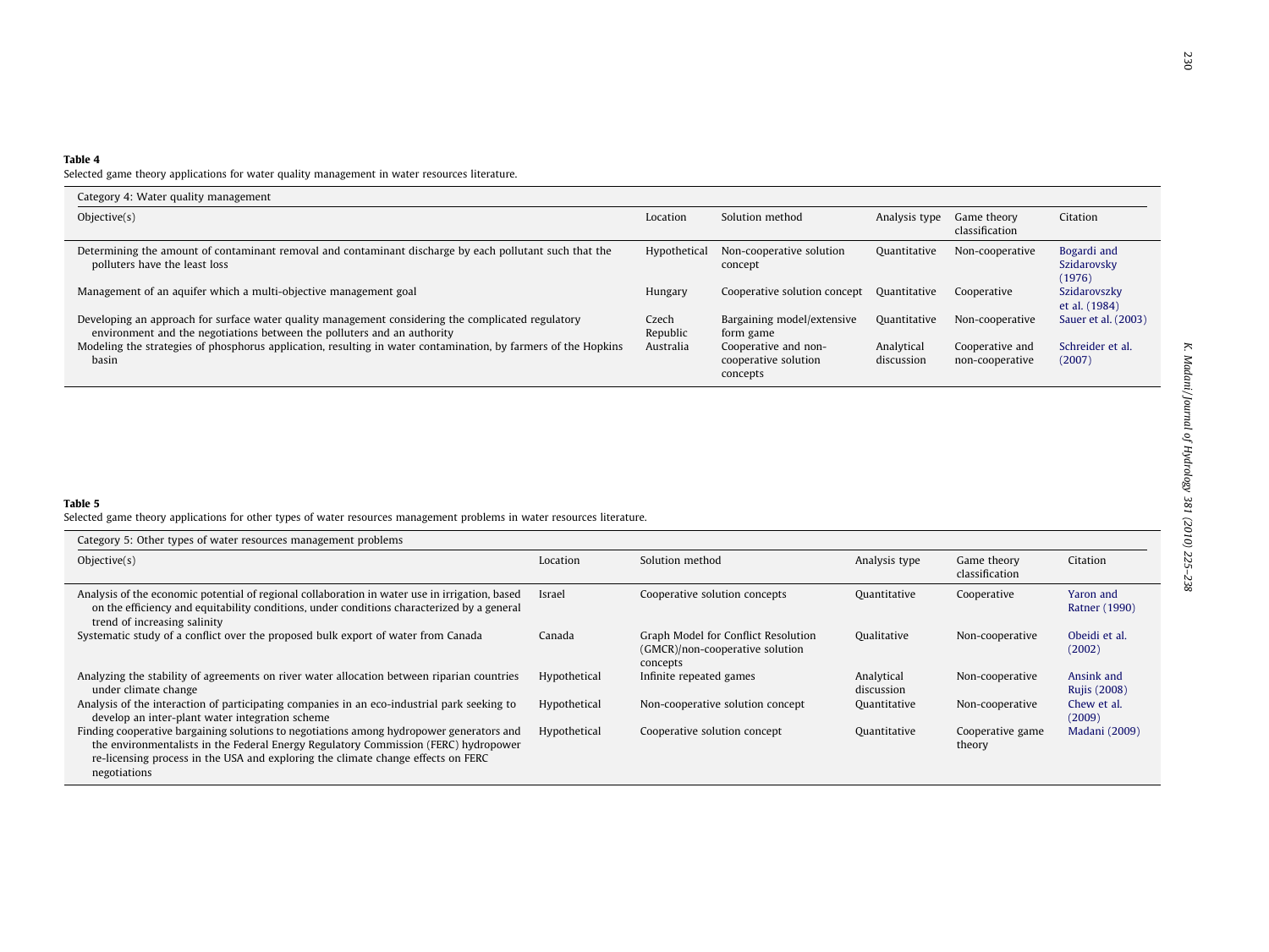**Table 4**
Selected game theory applications for water quality management in water resources literature.

| Category 4: Water quality management | | | | | |
|---|---|---|---|---|---|
| Objective(s) | Location | Solution method | Analysis type | Game theory classification | Citation |
| Determining the amount of contaminant removal and contaminant discharge by each pollutant such that the polluters have the least loss | Hypothetical | Non-cooperative solution concept | Quantitative | Non-cooperative | Bogardi and Szidarovsky (1976) |
| Management of an aquifer which a multi-objective management goal | Hungary | Cooperative solution concept | Quantitative | Cooperative | Szidarovszky et al. (1984) |
| Developing an approach for surface water quality management considering the complicated regulatory environment and the negotiations between the polluters and an authority | Czech Republic | Bargaining model/extensive form game | Quantitative | Non-cooperative | Sauer et al. (2003) |
| Modeling the strategies of phosphorus application, resulting in water contamination, by farmers of the Hopkins basin | Australia | Cooperative and non-cooperative solution concepts | Analytical discussion | Cooperative and non-cooperative | Schreider et al. (2007) |

**Table 5**
Selected game theory applications for other types of water resources management problems in water resources literature.

| Category 5: Other types of water resources management problems | | | | | |
|---|---|---|---|---|---|
| Objective(s) | Location | Solution method | Analysis type | Game theory classification | Citation |
| Analysis of the economic potential of regional collaboration in water use in irrigation, based on the efficiency and equitability conditions, under conditions characterized by a general trend of increasing salinity | Israel | Cooperative solution concepts | Quantitative | Cooperative | Yaron and Ratner (1990) |
| Systematic study of a conflict over the proposed bulk export of water from Canada | Canada | Graph Model for Conflict Resolution (GMCR)/non-cooperative solution concepts | Qualitative | Non-cooperative | Obeidi et al. (2002) |
| Analyzing the stability of agreements on river water allocation between riparian countries under climate change | Hypothetical | Infinite repeated games | Analytical discussion | Non-cooperative | Ansink and Rujis (2008) |
| Analysis of the interaction of participating companies in an eco-industrial park seeking to develop an inter-plant water integration scheme | Hypothetical | Non-cooperative solution concept | Quantitative | Non-cooperative | Chew et al. (2009) |
| Finding cooperative bargaining solutions to negotiations among hydropower generators and the environmentalists in the Federal Energy Regulatory Commission (FERC) hydropower re-licensing process in the USA and exploring the climate change effects on FERC negotiations | Hypothetical | Cooperative solution concept | Quantitative | Cooperative game theory | Madani (2009) |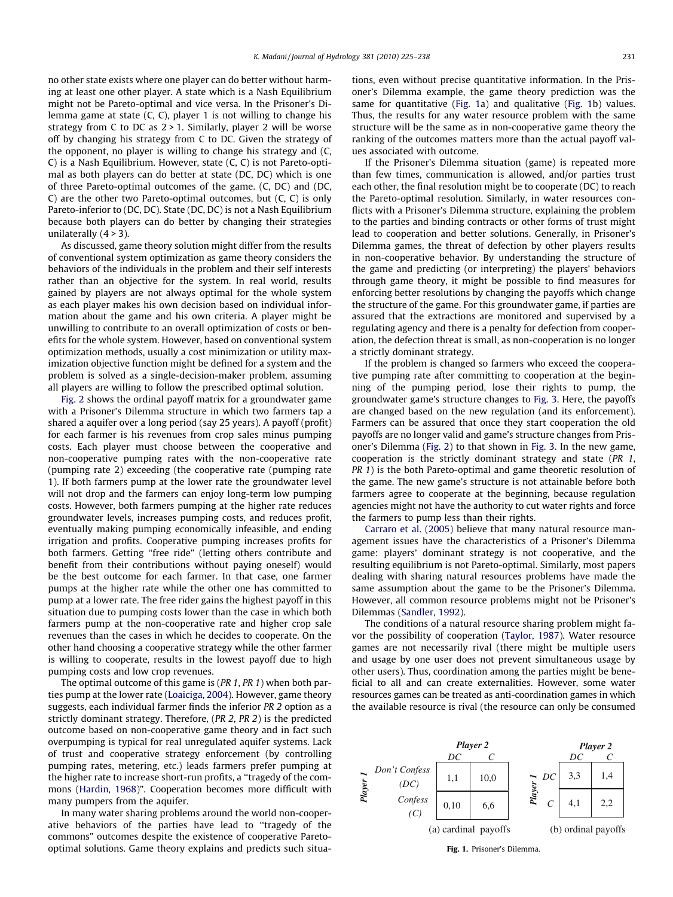no other state exists where one player can do better without harming at least one other player. A state which is a Nash Equilibrium might not be Pareto-optimal and vice versa. In the Prisoner's Dilemma game at state (C, C), player 1 is not willing to change his strategy from C to DC as 2 > 1. Similarly, player 2 will be worse off by changing his strategy from C to DC. Given the strategy of the opponent, no player is willing to change his strategy and (C, C) is a Nash Equilibrium. However, state (C, C) is not Pareto-optimal as both players can do better at state (DC, DC) which is one of three Pareto-optimal outcomes of the game. (C, DC) and (DC, C) are the other two Pareto-optimal outcomes, but (C, C) is only Pareto-inferior to (DC, DC). State (DC, DC) is not a Nash Equilibrium because both players can do better by changing their strategies unilaterally (4 > 3).

As discussed, game theory solution might differ from the results of conventional system optimization as game theory considers the behaviors of the individuals in the problem and their self interests rather than an objective for the system. In real world, results gained by players are not always optimal for the whole system as each player makes his own decision based on individual information about the game and his own criteria. A player might be unwilling to contribute to an overall optimization of costs or benefits for the whole system. However, based on conventional system optimization methods, usually a cost minimization or utility maximization objective function might be defined for a system and the problem is solved as a single-decision-maker problem, assuming all players are willing to follow the prescribed optimal solution.

Fig. 2 shows the ordinal payoff matrix for a groundwater game with a Prisoner's Dilemma structure in which two farmers tap a shared a aquifer over a long period (say 25 years). A payoff (profit) for each farmer is his revenues from crop sales minus pumping costs. Each player must choose between the cooperative and non-cooperative pumping rates with the non-cooperative rate (pumping rate 2) exceeding (the cooperative rate (pumping rate 1). If both farmers pump at the lower rate the groundwater level will not drop and the farmers can enjoy long-term low pumping costs. However, both farmers pumping at the higher rate reduces groundwater levels, increases pumping costs, and reduces profit, eventually making pumping economically infeasible, and ending irrigation and profits. Cooperative pumping increases profits for both farmers. Getting "free ride" (letting others contribute and benefit from their contributions without paying oneself) would be the best outcome for each farmer. In that case, one farmer pumps at the higher rate while the other one has committed to pump at a lower rate. The free rider gains the highest payoff in this situation due to pumping costs lower than the case in which both farmers pump at the non-cooperative rate and higher crop sale revenues than the cases in which he decides to cooperate. On the other hand choosing a cooperative strategy while the other farmer is willing to cooperate, results in the lowest payoff due to high pumping costs and low crop revenues.

The optimal outcome of this game is (*PR 1*, *PR 1*) when both parties pump at the lower rate (Loaiciga, 2004). However, game theory suggests, each individual farmer finds the inferior *PR 2* option as a strictly dominant strategy. Therefore, (*PR 2*, *PR 2*) is the predicted outcome based on non-cooperative game theory and in fact such overpumping is typical for real unregulated aquifer systems. Lack of trust and cooperative strategy enforcement (by controlling pumping rates, metering, etc.) leads farmers prefer pumping at the higher rate to increase short-run profits, a "tragedy of the commons (Hardin, 1968)". Cooperation becomes more difficult with many pumpers from the aquifer.

In many water sharing problems around the world non-cooperative behaviors of the parties have lead to "tragedy of the commons" outcomes despite the existence of cooperative Pareto-optimal solutions. Game theory explains and predicts such situations, even without precise quantitative information. In the Prisoner's Dilemma example, the game theory prediction was the same for quantitative (Fig. 1a) and qualitative (Fig. 1b) values. Thus, the results for any water resource problem with the same structure will be the same as in non-cooperative game theory the ranking of the outcomes matters more than the actual payoff values associated with outcome.

If the Prisoner's Dilemma situation (game) is repeated more than few times, communication is allowed, and/or parties trust each other, the final resolution might be to cooperate (DC) to reach the Pareto-optimal resolution. Similarly, in water resources conflicts with a Prisoner's Dilemma structure, explaining the problem to the parties and binding contracts or other forms of trust might lead to cooperation and better solutions. Generally, in Prisoner's Dilemma games, the threat of defection by other players results in non-cooperative behavior. By understanding the structure of the game and predicting (or interpreting) the players' behaviors through game theory, it might be possible to find measures for enforcing better resolutions by changing the payoffs which change the structure of the game. For this groundwater game, if parties are assured that the extractions are monitored and supervised by a regulating agency and there is a penalty for defection from cooperation, the defection threat is small, as non-cooperation is no longer a strictly dominant strategy.

If the problem is changed so farmers who exceed the cooperative pumping rate after committing to cooperation at the beginning of the pumping period, lose their rights to pump, the groundwater game's structure changes to Fig. 3. Here, the payoffs are changed based on the new regulation (and its enforcement). Farmers can be assured that once they start cooperation the old payoffs are no longer valid and game's structure changes from Prisoner's Dilemma (Fig. 2) to that shown in Fig. 3. In the new game, cooperation is the strictly dominant strategy and state (*PR 1*, *PR 1*) is the both Pareto-optimal and game theoretic resolution of the game. The new game's structure is not attainable before both farmers agree to cooperate at the beginning, because regulation agencies might not have the authority to cut water rights and force the farmers to pump less than their rights.

Carraro et al. (2005) believe that many natural resource management issues have the characteristics of a Prisoner's Dilemma game: players' dominant strategy is not cooperative, and the resulting equilibrium is not Pareto-optimal. Similarly, most papers dealing with sharing natural resources problems have made the same assumption about the game to be the Prisoner's Dilemma. However, all common resource problems might not be Prisoner's Dilemmas (Sandler, 1992).

The conditions of a natural resource sharing problem might favor the possibility of cooperation (Taylor, 1987). Water resource games are not necessarily rival (there might be multiple users and usage by one user does not prevent simultaneous usage by other users). Thus, coordination among the parties might be beneficial to all and can create externalities. However, some water resources games can be treated as anti-coordination games in which the available resource is rival (the resource can only be consumed

(a) cardinal payoffs

| Player 1 \ Player 2 | DC | C |
|---|---|---|
| Don't Confess (DC) | 1,1 | 10,0 |
| Confess (C) | 0,10 | 6,6 |

(b) ordinal payoffs

| Player 1 \ Player 2 | DC | C |
|---|---|---|
| DC | 3,3 | 1,4 |
| C | 4,1 | 2,2 |

**Fig. 1.** Prisoner's Dilemma.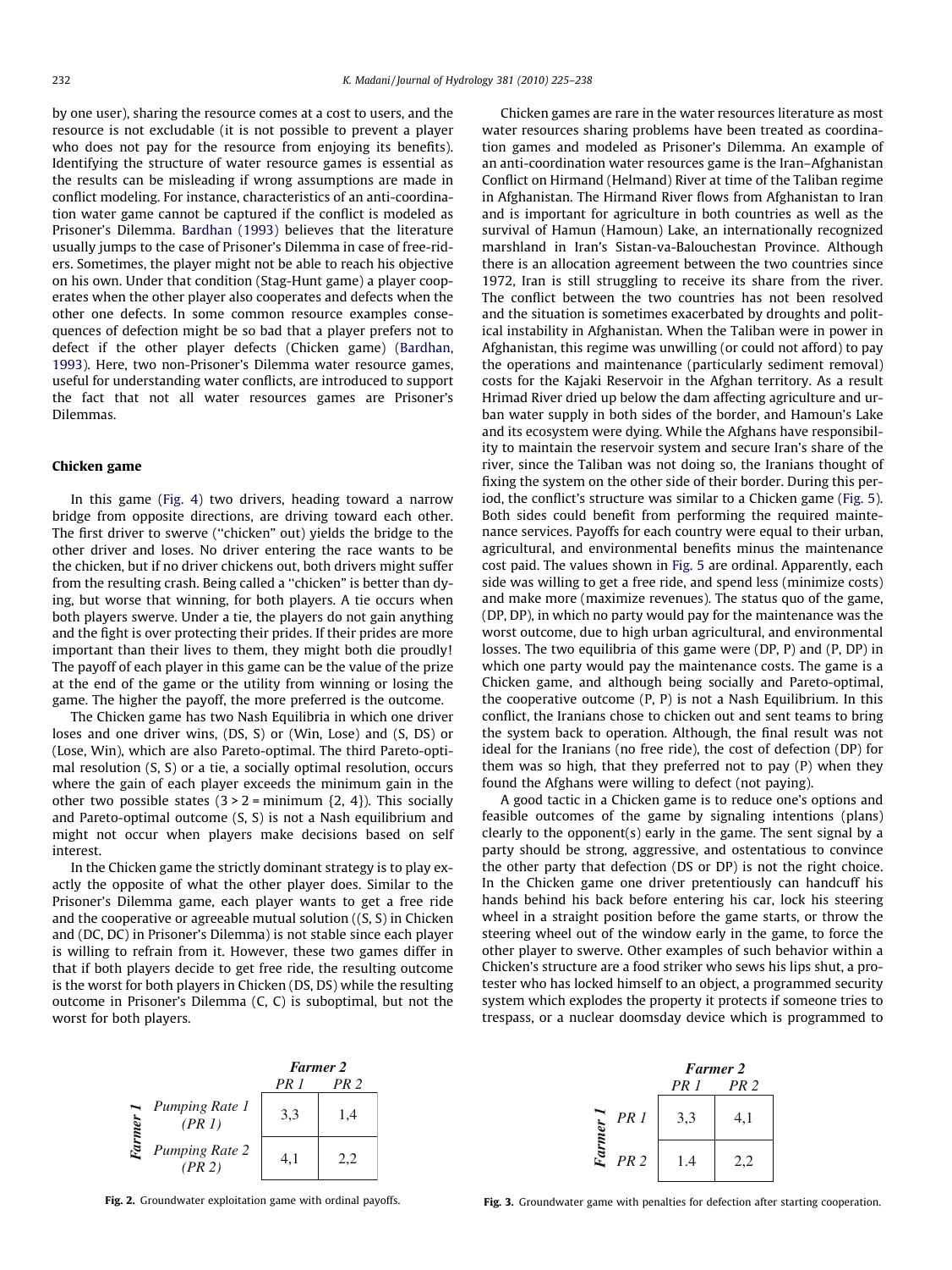by one user), sharing the resource comes at a cost to users, and the resource is not excludable (it is not possible to prevent a player who does not pay for the resource from enjoying its benefits). Identifying the structure of water resource games is essential as the results can be misleading if wrong assumptions are made in conflict modeling. For instance, characteristics of an anti-coordination water game cannot be captured if the conflict is modeled as Prisoner's Dilemma. Bardhan (1993) believes that the literature usually jumps to the case of Prisoner's Dilemma in case of free-riders. Sometimes, the player might not be able to reach his objective on his own. Under that condition (Stag-Hunt game) a player cooperates when the other player also cooperates and defects when the other one defects. In some common resource examples consequences of defection might be so bad that a player prefers not to defect if the other player defects (Chicken game) (Bardhan, 1993). Here, two non-Prisoner's Dilemma water resource games, useful for understanding water conflicts, are introduced to support the fact that not all water resources games are Prisoner's Dilemmas.

### Chicken game

In this game (Fig. 4) two drivers, heading toward a narrow bridge from opposite directions, are driving toward each other. The first driver to swerve (''chicken'' out) yields the bridge to the other driver and loses. No driver entering the race wants to be the chicken, but if no driver chickens out, both drivers might suffer from the resulting crash. Being called a ''chicken'' is better than dying, but worse that winning, for both players. A tie occurs when both players swerve. Under a tie, the players do not gain anything and the fight is over protecting their prides. If their prides are more important than their lives to them, they might both die proudly! The payoff of each player in this game can be the value of the prize at the end of the game or the utility from winning or losing the game. The higher the payoff, the more preferred is the outcome.

The Chicken game has two Nash Equilibria in which one driver loses and one driver wins, (DS, S) or (Win, Lose) and (S, DS) or (Lose, Win), which are also Pareto-optimal. The third Pareto-optimal resolution (S, S) or a tie, a socially optimal resolution, occurs where the gain of each player exceeds the minimum gain in the other two possible states ($3 > 2 = \text{minimum } \{2, 4\}$). This socially and Pareto-optimal outcome (S, S) is not a Nash equilibrium and might not occur when players make decisions based on self interest.

In the Chicken game the strictly dominant strategy is to play exactly the opposite of what the other player does. Similar to the Prisoner's Dilemma game, each player wants to get a free ride and the cooperative or agreeable mutual solution ((S, S) in Chicken and (DC, DC) in Prisoner's Dilemma) is not stable since each player is willing to refrain from it. However, these two games differ in that if both players decide to get free ride, the resulting outcome is the worst for both players in Chicken (DS, DS) while the resulting outcome in Prisoner's Dilemma (C, C) is suboptimal, but not the worst for both players.

Chicken games are rare in the water resources literature as most water resources sharing problems have been treated as coordination games and modeled as Prisoner's Dilemma. An example of an anti-coordination water resources game is the Iran–Afghanistan Conflict on Hirmand (Helmand) River at time of the Taliban regime in Afghanistan. The Hirmand River flows from Afghanistan to Iran and is important for agriculture in both countries as well as the survival of Hamun (Hamoun) Lake, an internationally recognized marshland in Iran's Sistan-va-Balouchestan Province. Although there is an allocation agreement between the two countries since 1972, Iran is still struggling to receive its share from the river. The conflict between the two countries has not been resolved and the situation is sometimes exacerbated by droughts and political instability in Afghanistan. When the Taliban were in power in Afghanistan, this regime was unwilling (or could not afford) to pay the operations and maintenance (particularly sediment removal) costs for the Kajaki Reservoir in the Afghan territory. As a result Hrimad River dried up below the dam affecting agriculture and urban water supply in both sides of the border, and Hamoun's Lake and its ecosystem were dying. While the Afghans have responsibility to maintain the reservoir system and secure Iran's share of the river, since the Taliban was not doing so, the Iranians thought of fixing the system on the other side of their border. During this period, the conflict's structure was similar to a Chicken game (Fig. 5). Both sides could benefit from performing the required maintenance services. Payoffs for each country were equal to their urban, agricultural, and environmental benefits minus the maintenance cost paid. The values shown in Fig. 5 are ordinal. Apparently, each side was willing to get a free ride, and spend less (minimize costs) and make more (maximize revenues). The status quo of the game, (DP, DP), in which no party would pay for the maintenance was the worst outcome, due to high urban agricultural, and environmental losses. The two equilibria of this game were (DP, P) and (P, DP) in which one party would pay the maintenance costs. The game is a Chicken game, and although being socially and Pareto-optimal, the cooperative outcome (P, P) is not a Nash Equilibrium. In this conflict, the Iranians chose to chicken out and sent teams to bring the system back to operation. Although, the final result was not ideal for the Iranians (no free ride), the cost of defection (DP) for them was so high, that they preferred not to pay (P) when they found the Afghans were willing to defect (not paying).

A good tactic in a Chicken game is to reduce one's options and feasible outcomes of the game by signaling intentions (plans) clearly to the opponent(s) early in the game. The sent signal by a party should be strong, aggressive, and ostentatious to convince the other party that defection (DS or DP) is not the right choice. In the Chicken game one driver pretentiously can handcuff his hands behind his back before entering his car, lock his steering wheel in a straight position before the game starts, or throw the steering wheel out of the window early in the game, to force the other player to swerve. Other examples of such behavior within a Chicken's structure are a food striker who sews his lips shut, a protester who has locked himself to an object, a programmed security system which explodes the property it protects if someone tries to trespass, or a nuclear doomsday device which is programmed to

| Farmer 1 \ Farmer 2 | PR 1 | PR 2 |
|---|---|---|
| Pumping Rate 1 (PR 1) | 3,3 | 1,4 |
| Pumping Rate 2 (PR 2) | 4,1 | 2,2 |

Fig. 2. Groundwater exploitation game with ordinal payoffs.

| Farmer 1 \ Farmer 2 | PR 1 | PR 2 |
|---|---|---|
| PR 1 | 3,3 | 4,1 |
| PR 2 | 1.4 | 2,2 |

Fig. 3. Groundwater game with penalties for defection after starting cooperation.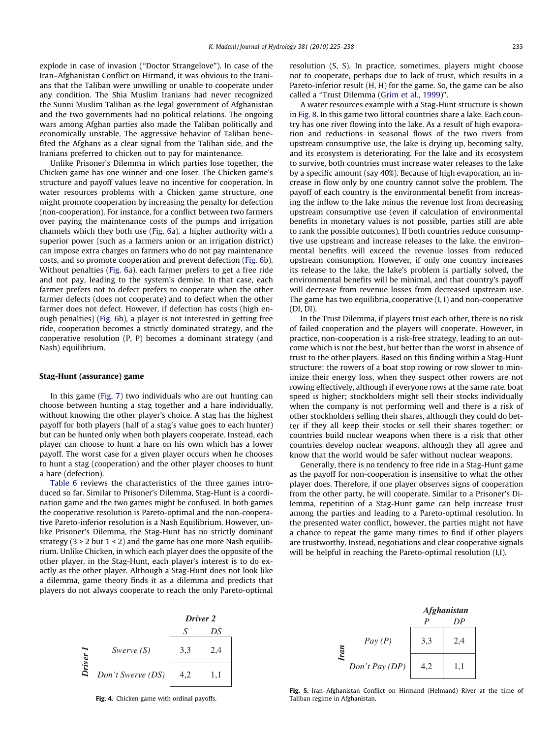explode in case of invasion (''Doctor Strangelove''). In case of the Iran–Afghanistan Conflict on Hirmand, it was obvious to the Iranians that the Taliban were unwilling or unable to cooperate under any condition. The Shia Muslim Iranians had never recognized the Sunni Muslim Taliban as the legal government of Afghanistan and the two governments had no political relations. The ongoing wars among Afghan parties also made the Taliban politically and economically unstable. The aggressive behavior of Taliban benefited the Afghans as a clear signal from the Taliban side, and the Iranians preferred to chicken out to pay for maintenance.

Unlike Prisoner's Dilemma in which parties lose together, the Chicken game has one winner and one loser. The Chicken game's structure and payoff values leave no incentive for cooperation. In water resources problems with a Chicken game structure, one might promote cooperation by increasing the penalty for defection (non-cooperation). For instance, for a conflict between two farmers over paying the maintenance costs of the pumps and irrigation channels which they both use (Fig. 6a), a higher authority with a superior power (such as a farmers union or an irrigation district) can impose extra charges on farmers who do not pay maintenance costs, and so promote cooperation and prevent defection (Fig. 6b). Without penalties (Fig. 6a), each farmer prefers to get a free ride and not pay, leading to the system's demise. In that case, each farmer prefers not to defect prefers to cooperate when the other farmer defects (does not cooperate) and to defect when the other farmer does not defect. However, if defection has costs (high enough penalties) (Fig. 6b), a player is not interested in getting free ride, cooperation becomes a strictly dominated strategy, and the cooperative resolution (P, P) becomes a dominant strategy (and Nash) equilibrium.

### Stag-Hunt (assurance) game

In this game (Fig. 7) two individuals who are out hunting can choose between hunting a stag together and a hare individually, without knowing the other player's choice. A stag has the highest payoff for both players (half of a stag's value goes to each hunter) but can be hunted only when both players cooperate. Instead, each player can choose to hunt a hare on his own which has a lower payoff. The worst case for a given player occurs when he chooses to hunt a stag (cooperation) and the other player chooses to hunt a hare (defection).

Table 6 reviews the characteristics of the three games introduced so far. Similar to Prisoner's Dilemma, Stag-Hunt is a coordination game and the two games might be confused. In both games the cooperative resolution is Pareto-optimal and the non-cooperative Pareto-inferior resolution is a Nash Equilibrium. However, unlike Prisoner's Dilemma, the Stag-Hunt has no strictly dominant strategy ($3 > 2$ but $1 < 2$) and the game has one more Nash equilibrium. Unlike Chicken, in which each player does the opposite of the other player, in the Stag-Hunt, each player's interest is to do exactly as the other player. Although a Stag-Hunt does not look like a dilemma, game theory finds it as a dilemma and predicts that players do not always cooperate to reach the only Pareto-optimal resolution (S, S). In practice, sometimes, players might choose not to cooperate, perhaps due to lack of trust, which results in a Pareto-inferior result (H, H) for the game. So, the game can be also called a ''Trust Dilemma (Grim et al., 1999)''.

A water resources example with a Stag-Hunt structure is shown in Fig. 8. In this game two littoral countries share a lake. Each country has one river flowing into the lake. As a result of high evaporation and reductions in seasonal flows of the two rivers from upstream consumptive use, the lake is drying up, becoming salty, and its ecosystem is deteriorating. For the lake and its ecosystem to survive, both countries must increase water releases to the lake by a specific amount (say 40%). Because of high evaporation, an increase in flow only by one country cannot solve the problem. The payoff of each country is the environmental benefit from increasing the inflow to the lake minus the revenue lost from decreasing upstream consumptive use (even if calculation of environmental benefits in monetary values is not possible, parties still are able to rank the possible outcomes). If both countries reduce consumptive use upstream and increase releases to the lake, the environmental benefits will exceed the revenue losses from reduced upstream consumption. However, if only one country increases its release to the lake, the lake's problem is partially solved, the environmental benefits will be minimal, and that country's payoff will decrease from revenue losses from decreased upstream use. The game has two equilibria, cooperative (I, I) and non-cooperative (DI, DI).

In the Trust Dilemma, if players trust each other, there is no risk of failed cooperation and the players will cooperate. However, in practice, non-cooperation is a risk-free strategy, leading to an outcome which is not the best, but better than the worst in absence of trust to the other players. Based on this finding within a Stag-Hunt structure: the rowers of a boat stop rowing or row slower to minimize their energy loss, when they suspect other rowers are not rowing effectively, although if everyone rows at the same rate, boat speed is higher; stockholders might sell their stocks individually when the company is not performing well and there is a risk of other stockholders selling their shares, although they could do better if they all keep their stocks or sell their shares together; or countries build nuclear weapons when there is a risk that other countries develop nuclear weapons, although they all agree and know that the world would be safer without nuclear weapons.

Generally, there is no tendency to free ride in a Stag-Hunt game as the payoff for non-cooperation is insensitive to what the other player does. Therefore, if one player observes signs of cooperation from the other party, he will cooperate. Similar to a Prisoner's Dilemma, repetition of a Stag-Hunt game can help increase trust among the parties and leading to a Pareto-optimal resolution. In the presented water conflict, however, the parties might not have a chance to repeat the game many times to find if other players are trustworthy. Instead, negotiations and clear cooperative signals will be helpful in reaching the Pareto-optimal resolution (I,I).

| Driver 1 \ Driver 2 | S | DS |
|---|---|---|
| Swerve (S) | 3,3 | 2,4 |
| Don't Swerve (DS) | 4,2 | 1,1 |

**Fig. 4.** Chicken game with ordinal payoffs.

| Iran \ Afghanistan | P | DP |
|---|---|---|
| Pay (P) | 3,3 | 2,4 |
| Don't Pay (DP) | 4,2 | 1,1 |

**Fig. 5.** Iran–Afghanistan Conflict on Hirmand (Helmand) River at the time of Taliban regime in Afghanistan.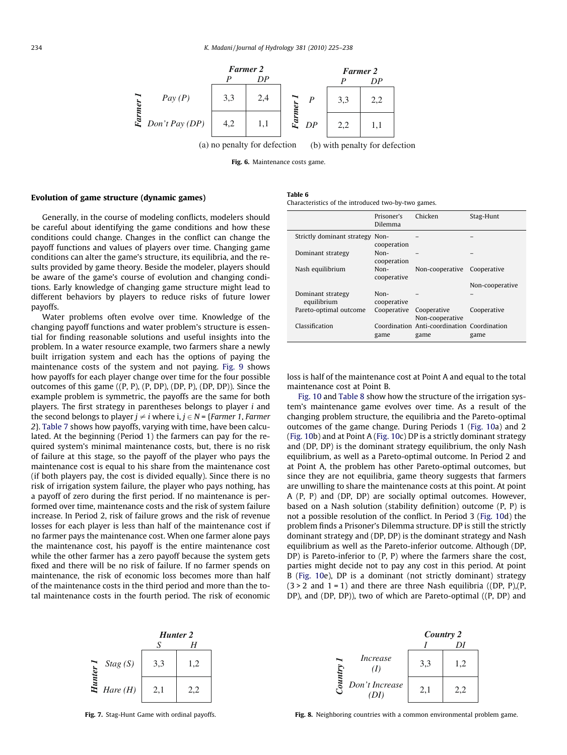**Farmer 2**

| | | P | DP |
|---|---|---|---|
| Farmer 1 | Pay (P) | 3,3 | 2,4 |
| | Don't Pay (DP) | 4,2 | 1,1 |

(a) no penalty for defection

**Farmer 2**

| | | P | DP |
|---|---|---|---|
| Farmer 1 | P | 3,3 | 2,2 |
| | DP | 2,2 | 1,1 |

(b) with penalty for defection

**Fig. 6.** Maintenance costs game.

## Evolution of game structure (dynamic games)

Generally, in the course of modeling conflicts, modelers should be careful about identifying the game conditions and how these conditions could change. Changes in the conflict can change the payoff functions and values of players over time. Changing game conditions can alter the game's structure, its equilibria, and the results provided by game theory. Beside the modeler, players should be aware of the game's course of evolution and changing conditions. Early knowledge of changing game structure might lead to different behaviors by players to reduce risks of future lower payoffs.

Water problems often evolve over time. Knowledge of the changing payoff functions and water problem's structure is essential for finding reasonable solutions and useful insights into the problem. In a water resource example, two farmers share a newly built irrigation system and each has the options of paying the maintenance costs of the system and not paying. Fig. 9 shows how payoffs for each player change over time for the four possible outcomes of this game ((P, P), (P, DP), (DP, P), (DP, DP)). Since the example problem is symmetric, the payoffs are the same for both players. The first strategy in parentheses belongs to player $i$ and the second belongs to player $j \neq i$ where $i, j \in N = \{Farmer\ 1, Farmer\ 2\}$. Table 7 shows how payoffs, varying with time, have been calculated. At the beginning (Period 1) the farmers can pay for the required system's minimal maintenance costs, but, there is no risk of failure at this stage, so the payoff of the player who pays the maintenance cost is equal to his share from the maintenance cost (if both players pay, the cost is divided equally). Since there is no risk of irrigation system failure, the player who pays nothing, has a payoff of zero during the first period. If no maintenance is performed over time, maintenance costs and the risk of system failure increase. In Period 2, risk of failure grows and the risk of revenue losses for each player is less than half of the maintenance cost if no farmer pays the maintenance cost. When one farmer alone pays the maintenance cost, his payoff is the entire maintenance cost while the other farmer has a zero payoff because the system gets fixed and there will be no risk of failure. If no farmer spends on maintenance, the risk of economic loss becomes more than half of the maintenance costs in the third period and more than the total maintenance costs in the fourth period. The risk of economic loss is half of the maintenance cost at Point A and equal to the total maintenance cost at Point B.

**Table 6**
Characteristics of the introduced two-by-two games.

| | Prisoner's Dilemma | Chicken | Stag-Hunt |
|---|---|---|---|
| Strictly dominant strategy | Non-cooperation | – | – |
| Dominant strategy | Non-cooperation | – | – |
| Nash equilibrium | Non-cooperative | Non-cooperative | Cooperative<br>Non-cooperative |
| Dominant strategy equilibrium | Non-cooperative | – | – |
| Pareto-optimal outcome | Cooperative | Cooperative<br>Non-cooperative | Cooperative |
| Classification | Coordination game | Anti-coordination game | Coordination game |

Fig. 10 and Table 8 show how the structure of the irrigation system's maintenance game evolves over time. As a result of the changing problem structure, the equilibria and the Pareto-optimal outcomes of the game change. During Periods 1 (Fig. 10a) and 2 (Fig. 10b) and at Point A (Fig. 10c) DP is a strictly dominant strategy and (DP, DP) is the dominant strategy equilibrium, the only Nash equilibrium, as well as a Pareto-optimal outcome. In Period 2 and at Point A, the problem has other Pareto-optimal outcomes, but since they are not equilibria, game theory suggests that farmers are unwilling to share the maintenance costs at this point. At point A (P, P) and (DP, DP) are socially optimal outcomes. However, based on a Nash solution (stability definition) outcome (P, P) is not a possible resolution of the conflict. In Period 3 (Fig. 10d) the problem finds a Prisoner's Dilemma structure. DP is still the strictly dominant strategy and (DP, DP) is the dominant strategy and Nash equilibrium as well as the Pareto-inferior outcome. Although (DP, DP) is Pareto-inferior to (P, P) where the farmers share the cost, parties might decide not to pay any cost in this period. At point B (Fig. 10e), DP is a dominant (not strictly dominant) strategy ($3 > 2$ and $1 = 1$) and there are three Nash equilibria ((DP, P),(P, DP), and (DP, DP)), two of which are Pareto-optimal ((P, DP) and

**Hunter 2**

| | | S | H |
|---|---|---|---|
| Hunter 1 | Stag (S) | 3,3 | 1,2 |
| | Hare (H) | 2,1 | 2,2 |

**Fig. 7.** Stag-Hunt Game with ordinal payoffs.

**Country 2**

| | | I | DI |
|---|---|---|---|
| Country 1 | Increase (I) | 3,3 | 1,2 |
| | Don't Increase (DI) | 2,1 | 2,2 |

**Fig. 8.** Neighboring countries with a common environmental problem game.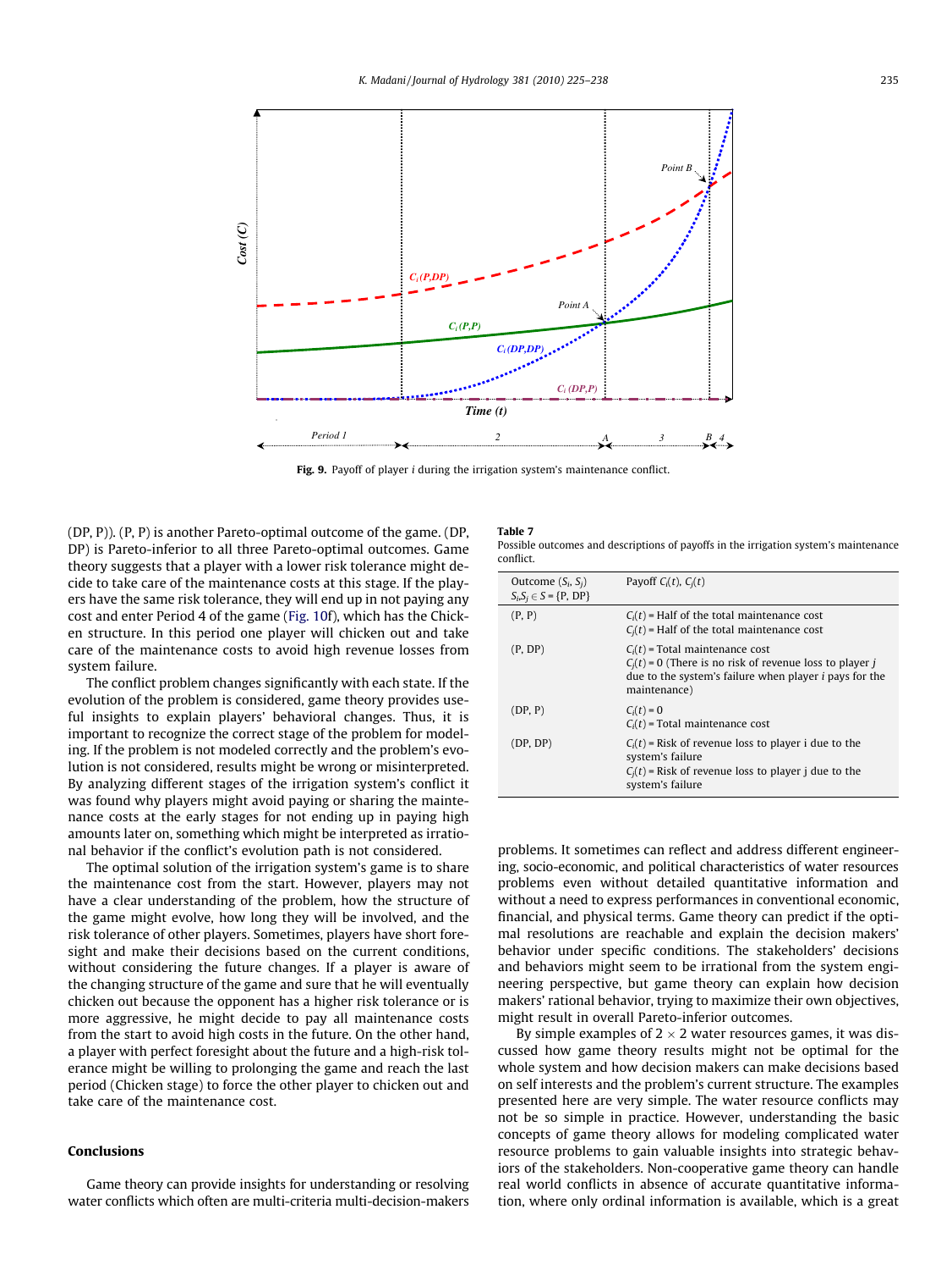Fig. 9. Payoff of player $i$ during the irrigation system's maintenance conflict.

(DP, P)). (P, P) is another Pareto-optimal outcome of the game. (DP, DP) is Pareto-inferior to all three Pareto-optimal outcomes. Game theory suggests that a player with a lower risk tolerance might decide to take care of the maintenance costs at this stage. If the players have the same risk tolerance, they will end up in not paying any cost and enter Period 4 of the game (Fig. 10f), which has the Chicken structure. In this period one player will chicken out and take care of the maintenance costs to avoid high revenue losses from system failure.

The conflict problem changes significantly with each state. If the evolution of the problem is considered, game theory provides useful insights to explain players' behavioral changes. Thus, it is important to recognize the correct stage of the problem for modeling. If the problem is not modeled correctly and the problem's evolution is not considered, results might be wrong or misinterpreted. By analyzing different stages of the irrigation system's conflict it was found why players might avoid paying or sharing the maintenance costs at the early stages for not ending up in paying high amounts later on, something which might be interpreted as irrational behavior if the conflict's evolution path is not considered.

The optimal solution of the irrigation system's game is to share the maintenance cost from the start. However, players may not have a clear understanding of the problem, how the structure of the game might evolve, how long they will be involved, and the risk tolerance of other players. Sometimes, players have short foresight and make their decisions based on the current conditions, without considering the future changes. If a player is aware of the changing structure of the game and sure that he will eventually chicken out because the opponent has a higher risk tolerance or is more aggressive, he might decide to pay all maintenance costs from the start to avoid high costs in the future. On the other hand, a player with perfect foresight about the future and a high-risk tolerance might be willing to prolonging the game and reach the last period (Chicken stage) to force the other player to chicken out and take care of the maintenance cost.

**Table 7**
Possible outcomes and descriptions of payoffs in the irrigation system's maintenance conflict.

| Outcome $(S_i, S_j)$ $S_i, S_j \in S = \{P, DP\}$ | Payoff $C_i(t)$, $C_j(t)$ |
|---|---|
| (P, P) | $C_i(t)$ = Half of the total maintenance cost<br>$C_j(t)$ = Half of the total maintenance cost |
| (P, DP) | $C_i(t)$ = Total maintenance cost<br>$C_j(t) = 0$ (There is no risk of revenue loss to player $j$ due to the system's failure when player $i$ pays for the maintenance) |
| (DP, P) | $C_i(t) = 0$<br>$C_j(t)$ = Total maintenance cost |
| (DP, DP) | $C_i(t)$ = Risk of revenue loss to player i due to the system's failure<br>$C_j(t)$ = Risk of revenue loss to player j due to the system's failure |

## Conclusions

Game theory can provide insights for understanding or resolving water conflicts which often are multi-criteria multi-decision-makers problems. It sometimes can reflect and address different engineering, socio-economic, and political characteristics of water resources problems even without detailed quantitative information and without a need to express performances in conventional economic, financial, and physical terms. Game theory can predict if the optimal resolutions are reachable and explain the decision makers' behavior under specific conditions. The stakeholders' decisions and behaviors might seem to be irrational from the system engineering perspective, but game theory can explain how decision makers' rational behavior, trying to maximize their own objectives, might result in overall Pareto-inferior outcomes.

By simple examples of $2 \times 2$ water resources games, it was discussed how game theory results might not be optimal for the whole system and how decision makers can make decisions based on self interests and the problem's current structure. The examples presented here are very simple. The water resource conflicts may not be so simple in practice. However, understanding the basic concepts of game theory allows for modeling complicated water resource problems to gain valuable insights into strategic behaviors of the stakeholders. Non-cooperative game theory can handle real world conflicts in absence of accurate quantitative information, where only ordinal information is available, which is a great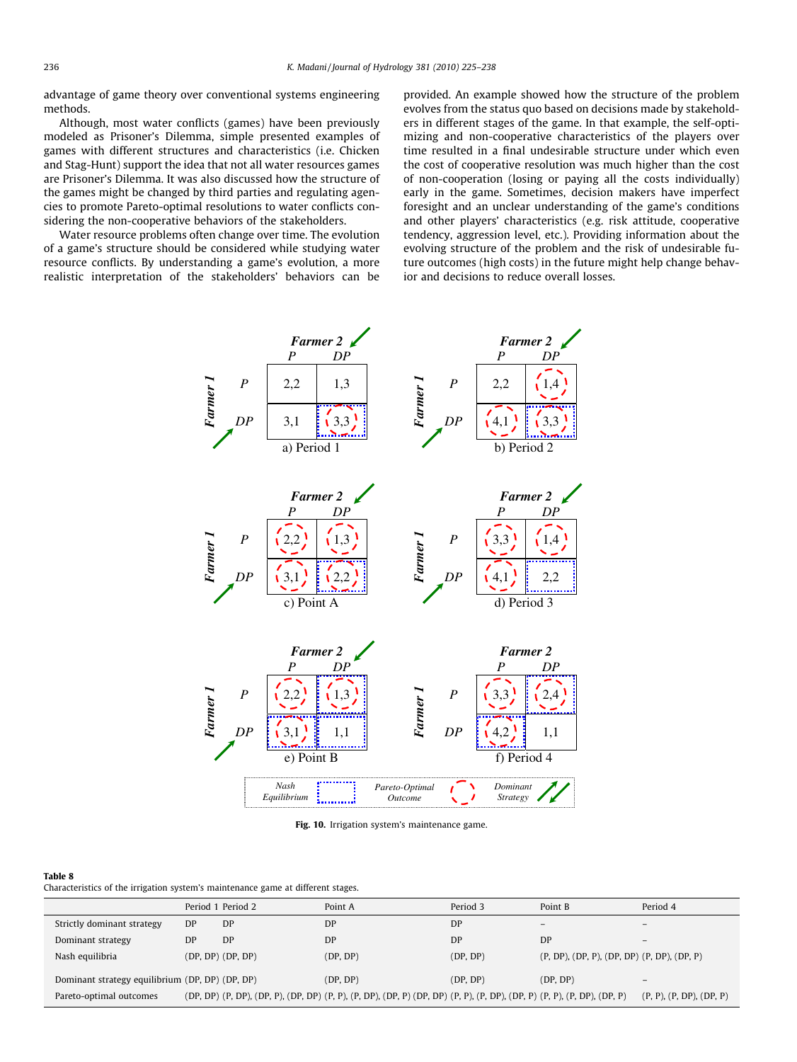advantage of game theory over conventional systems engineering methods.

Although, most water conflicts (games) have been previously modeled as Prisoner's Dilemma, simple presented examples of games with different structures and characteristics (i.e. Chicken and Stag-Hunt) support the idea that not all water resources games are Prisoner's Dilemma. It was also discussed how the structure of the games might be changed by third parties and regulating agencies to promote Pareto-optimal resolutions to water conflicts considering the non-cooperative behaviors of the stakeholders.

Water resource problems often change over time. The evolution of a game's structure should be considered while studying water resource conflicts. By understanding a game's evolution, a more realistic interpretation of the stakeholders' behaviors can be provided. An example showed how the structure of the problem evolves from the status quo based on decisions made by stakeholders in different stages of the game. In that example, the self-optimizing and non-cooperative characteristics of the players over time resulted in a final undesirable structure under which even the cost of cooperative resolution was much higher than the cost of non-cooperation (losing or paying all the costs individually) early in the game. Sometimes, decision makers have imperfect foresight and an unclear understanding of the game's conditions and other players' characteristics (e.g. risk attitude, cooperative tendency, aggression level, etc.). Providing information about the evolving structure of the problem and the risk of undesirable future outcomes (high costs) in the future might help change behavior and decisions to reduce overall losses.

**Fig. 10.** Irrigation system's maintenance game.

**Table 8**
Characteristics of the irrigation system's maintenance game at different stages.

| | Period 1 | Period 2 | Point A | Period 3 | Point B | Period 4 |
|---|---|---|---|---|---|---|
| Strictly dominant strategy | DP | DP | DP | DP | – | – |
| Dominant strategy | DP | DP | DP | DP | DP | – |
| Nash equilibria | (DP, DP) | (DP, DP) | (DP, DP) | (DP, DP) | (P, DP), (DP, P), (DP, DP) | (P, DP), (DP, P) |
| Dominant strategy equilibrium | (DP, DP) | (DP, DP) | (DP, DP) | (DP, DP) | (DP, DP) | – |
| Pareto-optimal outcomes | (DP, DP) | (P, DP), (DP, P), (DP, DP) | (P, P), (P, DP), (DP, P) (DP, DP) | (P, P), (P, DP), (DP, P) | (P, P), (P, DP), (DP, P) | (P, P), (P, DP), (DP, P) |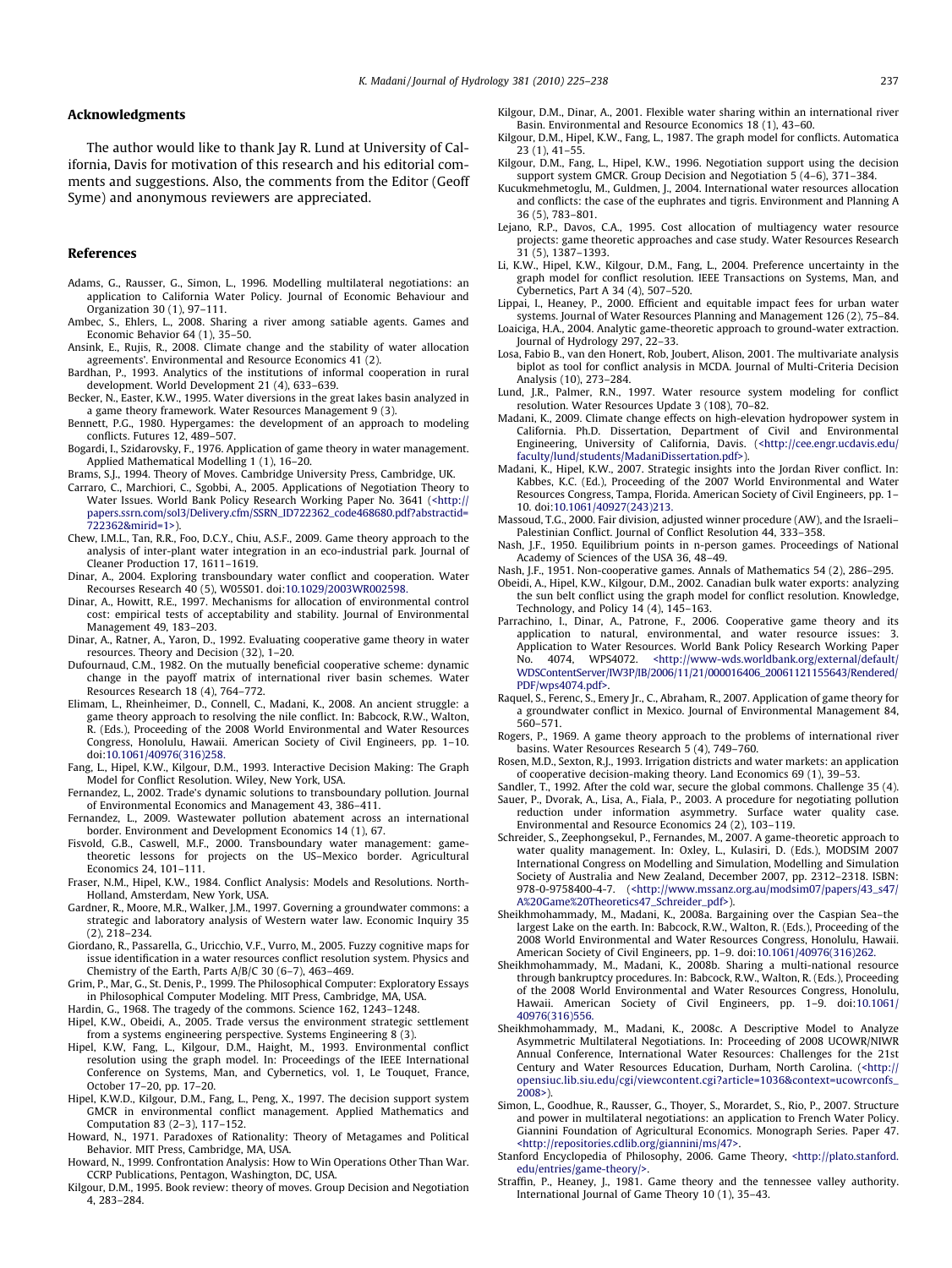## Acknowledgments

The author would like to thank Jay R. Lund at University of California, Davis for motivation of this research and his editorial comments and suggestions. Also, the comments from the Editor (Geoff Syme) and anonymous reviewers are appreciated.

## References

Adams, G., Rausser, G., Simon, L., 1996. Modelling multilateral negotiations: an application to California Water Policy. Journal of Economic Behaviour and Organization 30 (1), 97–111.

Ambec, S., Ehlers, L., 2008. Sharing a river among satiable agents. Games and Economic Behavior 64 (1), 35–50.

Ansink, E., Rujis, R., 2008. Climate change and the stability of water allocation agreements'. Environmental and Resource Economics 41 (2).

Bardhan, P., 1993. Analytics of the institutions of informal cooperation in rural development. World Development 21 (4), 633–639.

Becker, N., Easter, K.W., 1995. Water diversions in the great lakes basin analyzed in a game theory framework. Water Resources Management 9 (3).

Bennett, P.G., 1980. Hypergames: the development of an approach to modeling conflicts. Futures 12, 489–507.

Bogardi, I., Szidarovsky, F., 1976. Application of game theory in water management. Applied Mathematical Modelling 1 (1), 16–20.

Brams, S.J., 1994. Theory of Moves. Cambridge University Press, Cambridge, UK.

Carraro, C., Marchiori, C., Sgobbi, A., 2005. Applications of Negotiation Theory to Water Issues. World Bank Policy Research Working Paper No. 3641 (<http://papers.ssrn.com/sol3/Delivery.cfm/SSRN_ID722362_code468680.pdf?abstractid=722362&mirid=1>).

Chew, I.M.L., Tan, R.R., Foo, D.C.Y., Chiu, A.S.F., 2009. Game theory approach to the analysis of inter-plant water integration in an eco-industrial park. Journal of Cleaner Production 17, 1611–1619.

Dinar, A., 2004. Exploring transboundary water conflict and cooperation. Water Recourses Research 40 (5), W05S01. doi:10.1029/2003WR002598.

Dinar, A., Howitt, R.E., 1997. Mechanisms for allocation of environmental control cost: empirical tests of acceptability and stability. Journal of Environmental Management 49, 183–203.

Dinar, A., Ratner, A., Yaron, D., 1992. Evaluating cooperative game theory in water resources. Theory and Decision (32), 1–20.

Dufournaud, C.M., 1982. On the mutually beneficial cooperative scheme: dynamic change in the payoff matrix of international river basin schemes. Water Resources Research 18 (4), 764–772.

Elimam, L., Rheinheimer, D., Connell, C., Madani, K., 2008. An ancient struggle: a game theory approach to resolving the nile conflict. In: Babcock, R.W., Walton, R. (Eds.), Proceeding of the 2008 World Environmental and Water Resources Congress, Honolulu, Hawaii. American Society of Civil Engineers, pp. 1–10. doi:10.1061/40976(316)258.

Fang, L., Hipel, K.W., Kilgour, D.M., 1993. Interactive Decision Making: The Graph Model for Conflict Resolution. Wiley, New York, USA.

Fernandez, L., 2002. Trade's dynamic solutions to transboundary pollution. Journal of Environmental Economics and Management 43, 386–411.

Fernandez, L., 2009. Wastewater pollution abatement across an international border. Environment and Development Economics 14 (1), 67.

Fisvold, G.B., Caswell, M.F., 2000. Transboundary water management: game-theoretic lessons for projects on the US–Mexico border. Agricultural Economics 24, 101–111.

Fraser, N.M., Hipel, K.W., 1984. Conflict Analysis: Models and Resolutions. North-Holland, Amsterdam, New York, USA.

Gardner, R., Moore, M.R., Walker, J.M., 1997. Governing a groundwater commons: a strategic and laboratory analysis of Western water law. Economic Inquiry 35 (2), 218–234.

Giordano, R., Passarella, G., Uricchio, V.F., Vurro, M., 2005. Fuzzy cognitive maps for issue identification in a water resources conflict resolution system. Physics and Chemistry of the Earth, Parts A/B/C 30 (6–7), 463–469.

Grim, P., Mar, G., St. Denis, P., 1999. The Philosophical Computer: Exploratory Essays in Philosophical Computer Modeling. MIT Press, Cambridge, MA, USA.

Hardin, G., 1968. The tragedy of the commons. Science 162, 1243–1248.

Hipel, K.W., Obeidi, A., 2005. Trade versus the environment strategic settlement from a systems engineering perspective. Systems Engineering 8 (3).

Hipel, K.W, Fang, L., Kilgour, D.M., Haight, M., 1993. Environmental conflict resolution using the graph model. In: Proceedings of the IEEE International Conference on Systems, Man, and Cybernetics, vol. 1, Le Touquet, France, October 17–20, pp. 17–20.

Hipel, K.W.D., Kilgour, D.M., Fang, L., Peng, X., 1997. The decision support system GMCR in environmental conflict management. Applied Mathematics and Computation 83 (2–3), 117–152.

Howard, N., 1971. Paradoxes of Rationality: Theory of Metagames and Political Behavior. MIT Press, Cambridge, MA, USA.

Howard, N., 1999. Confrontation Analysis: How to Win Operations Other Than War. CCRP Publications, Pentagon, Washington, DC, USA.

Kilgour, D.M., 1995. Book review: theory of moves. Group Decision and Negotiation 4, 283–284.

Kilgour, D.M., Dinar, A., 2001. Flexible water sharing within an international river Basin. Environmental and Resource Economics 18 (1), 43–60.

Kilgour, D.M., Hipel, K.W., Fang, L., 1987. The graph model for conflicts. Automatica 23 (1), 41–55.

Kilgour, D.M., Fang, L., Hipel, K.W., 1996. Negotiation support using the decision support system GMCR. Group Decision and Negotiation 5 (4–6), 371–384.

Kucukmehmetoglu, M., Guldmen, J., 2004. International water resources allocation and conflicts: the case of the euphrates and tigris. Environment and Planning A 36 (5), 783–801.

Lejano, R.P., Davos, C.A., 1995. Cost allocation of multiagency water resource projects: game theoretic approaches and case study. Water Resources Research 31 (5), 1387–1393.

Li, K.W., Hipel, K.W., Kilgour, D.M., Fang, L., 2004. Preference uncertainty in the graph model for conflict resolution. IEEE Transactions on Systems, Man, and Cybernetics, Part A 34 (4), 507–520.

Lippai, I., Heaney, P., 2000. Efficient and equitable impact fees for urban water systems. Journal of Water Resources Planning and Management 126 (2), 75–84.

Loaiciga, H.A., 2004. Analytic game-theoretic approach to ground-water extraction. Journal of Hydrology 297, 22–33.

Losa, Fabio B., van den Honert, Rob, Joubert, Alison, 2001. The multivariate analysis biplot as tool for conflict analysis in MCDA. Journal of Multi-Criteria Decision Analysis (10), 273–284.

Lund, J.R., Palmer, R.N., 1997. Water resource system modeling for conflict resolution. Water Resources Update 3 (108), 70–82.

Madani, K., 2009. Climate change effects on high-elevation hydropower system in California. Ph.D. Dissertation, Department of Civil and Environmental Engineering, University of California, Davis. (<http://cee.engr.ucdavis.edu/faculty/lund/students/MadaniDissertation.pdf>).

Madani, K., Hipel, K.W., 2007. Strategic insights into the Jordan River conflict. In: Kabbes, K.C. (Ed.), Proceeding of the 2007 World Environmental and Water Resources Congress, Tampa, Florida. American Society of Civil Engineers, pp. 1–10. doi:10.1061/40927(243)213.

Massoud, T.G., 2000. Fair division, adjusted winner procedure (AW), and the Israeli–Palestinian Conflict. Journal of Conflict Resolution 44, 333–358.

Nash, J.F., 1950. Equilibrium points in n-person games. Proceedings of National Academy of Sciences of the USA 36, 48–49.

Nash, J.F., 1951. Non-cooperative games. Annals of Mathematics 54 (2), 286–295.

Obeidi, A., Hipel, K.W., Kilgour, D.M., 2002. Canadian bulk water exports: analyzing the sun belt conflict using the graph model for conflict resolution. Knowledge, Technology, and Policy 14 (4), 145–163.

Parrachino, I., Dinar, A., Patrone, F., 2006. Cooperative game theory and its application to natural, environmental, and water resource issues: 3. Application to Water Resources. World Bank Policy Research Working Paper No. 4074, WPS4072. <http://www-wds.worldbank.org/external/default/WDSContentServer/IW3P/IB/2006/11/21/000016406_20061121155643/Rendered/PDF/wps4074.pdf>.

Raquel, S., Ferenc, S., Emery Jr., C., Abraham, R., 2007. Application of game theory for a groundwater conflict in Mexico. Journal of Environmental Management 84, 560–571.

Rogers, P., 1969. A game theory approach to the problems of international river basins. Water Resources Research 5 (4), 749–760.

Rosen, M.D., Sexton, R.J., 1993. Irrigation districts and water markets: an application of cooperative decision-making theory. Land Economics 69 (1), 39–53.

Sandler, T., 1992. After the cold war, secure the global commons. Challenge 35 (4).

Sauer, P., Dvorak, A., Lisa, A., Fiala, P., 2003. A procedure for negotiating pollution reduction under information asymmetry. Surface water quality case. Environmental and Resource Economics 24 (2), 103–119.

Schreider, S., Zeephongsekul, P., Fernandes, M., 2007. A game-theoretic approach to water quality management. In: Oxley, L., Kulasiri, D. (Eds.), MODSIM 2007 International Congress on Modelling and Simulation, Modelling and Simulation Society of Australia and New Zealand, December 2007, pp. 2312–2318. ISBN: 978-0-9758400-4-7. (<http://www.mssanz.org.au/modsim07/papers/43_s47/A%20Game%20Theoretics47_Schreider_pdf>).

Sheikhmohammady, M., Madani, K., 2008a. Bargaining over the Caspian Sea–the largest Lake on the earth. In: Babcock, R.W., Walton, R. (Eds.), Proceeding of the 2008 World Environmental and Water Resources Congress, Honolulu, Hawaii. American Society of Civil Engineers, pp. 1–9. doi:10.1061/40976(316)262.

Sheikhmohammady, M., Madani, K., 2008b. Sharing a multi-national resource through bankruptcy procedures. In: Babcock, R.W., Walton, R. (Eds.), Proceeding of the 2008 World Environmental and Water Resources Congress, Honolulu, Hawaii. American Society of Civil Engineers, pp. 1–9. doi:10.1061/40976(316)556.

Sheikhmohammady, M., Madani, K., 2008c. A Descriptive Model to Analyze Asymmetric Multilateral Negotiations. In: Proceeding of 2008 UCOWR/NIWR Annual Conference, International Water Resources: Challenges for the 21st Century and Water Resources Education, Durham, North Carolina. (<http://opensiuc.lib.siu.edu/cgi/viewcontent.cgi?article=1036&context=ucowrconfs_2008>).

Simon, L., Goodhue, R., Rausser, G., Thoyer, S., Morardet, S., Rio, P., 2007. Structure and power in multilateral negotiations: an application to French Water Policy. Giannini Foundation of Agricultural Economics. Monograph Series. Paper 47. <http://repositories.cdlib.org/giannini/ms/47>.

Stanford Encyclopedia of Philosophy, 2006. Game Theory, <http://plato.stanford.edu/entries/game-theory/>.

Straffin, P., Heaney, J., 1981. Game theory and the tennessee valley authority. International Journal of Game Theory 10 (1), 35–43.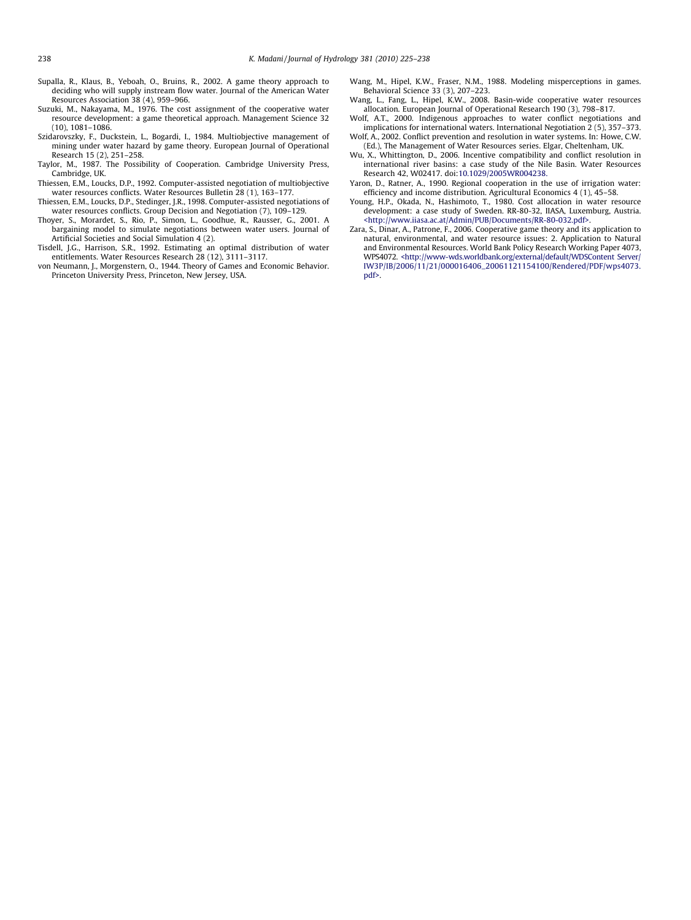Supalla, R., Klaus, B., Yeboah, O., Bruins, R., 2002. A game theory approach to deciding who will supply instream flow water. Journal of the American Water Resources Association 38 (4), 959–966.

Suzuki, M., Nakayama, M., 1976. The cost assignment of the cooperative water resource development: a game theoretical approach. Management Science 32 (10), 1081–1086.

Szidarovszky, F., Duckstein, L., Bogardi, I., 1984. Multiobjective management of mining under water hazard by game theory. European Journal of Operational Research 15 (2), 251–258.

Taylor, M., 1987. The Possibility of Cooperation. Cambridge University Press, Cambridge, UK.

Thiessen, E.M., Loucks, D.P., 1992. Computer-assisted negotiation of multiobjective water resources conflicts. Water Resources Bulletin 28 (1), 163–177.

Thiessen, E.M., Loucks, D.P., Stedinger, J.R., 1998. Computer-assisted negotiations of water resources conflicts. Group Decision and Negotiation (7), 109–129.

Thoyer, S., Morardet, S., Rio, P., Simon, L., Goodhue, R., Rausser, G., 2001. A bargaining model to simulate negotiations between water users. Journal of Artificial Societies and Social Simulation 4 (2).

Tisdell, J.G., Harrison, S.R., 1992. Estimating an optimal distribution of water entitlements. Water Resources Research 28 (12), 3111–3117.

von Neumann, J., Morgenstern, O., 1944. Theory of Games and Economic Behavior. Princeton University Press, Princeton, New Jersey, USA.

Wang, M., Hipel, K.W., Fraser, N.M., 1988. Modeling misperceptions in games. Behavioral Science 33 (3), 207–223.

Wang, L., Fang, L., Hipel, K.W., 2008. Basin-wide cooperative water resources allocation. European Journal of Operational Research 190 (3), 798–817.

Wolf, A.T., 2000. Indigenous approaches to water conflict negotiations and implications for international waters. International Negotiation 2 (5), 357–373.

Wolf, A., 2002. Conflict prevention and resolution in water systems. In: Howe, C.W. (Ed.), The Management of Water Resources series. Elgar, Cheltenham, UK.

Wu, X., Whittington, D., 2006. Incentive compatibility and conflict resolution in international river basins: a case study of the Nile Basin. Water Resources Research 42, W02417. doi:10.1029/2005WR004238.

Yaron, D., Ratner, A., 1990. Regional cooperation in the use of irrigation water: efficiency and income distribution. Agricultural Economics 4 (1), 45–58.

Young, H.P., Okada, N., Hashimoto, T., 1980. Cost allocation in water resource development: a case study of Sweden. RR-80-32, IIASA, Luxemburg, Austria. <http://www.iiasa.ac.at/Admin/PUB/Documents/RR-80-032.pdf>.

Zara, S., Dinar, A., Patrone, F., 2006. Cooperative game theory and its application to natural, environmental, and water resource issues: 2. Application to Natural and Environmental Resources. World Bank Policy Research Working Paper 4073, WPS4072. <http://www-wds.worldbank.org/external/default/WDSContent Server/IW3P/IB/2006/11/21/000016406_20061121154100/Rendered/PDF/wps4073.pdf>.